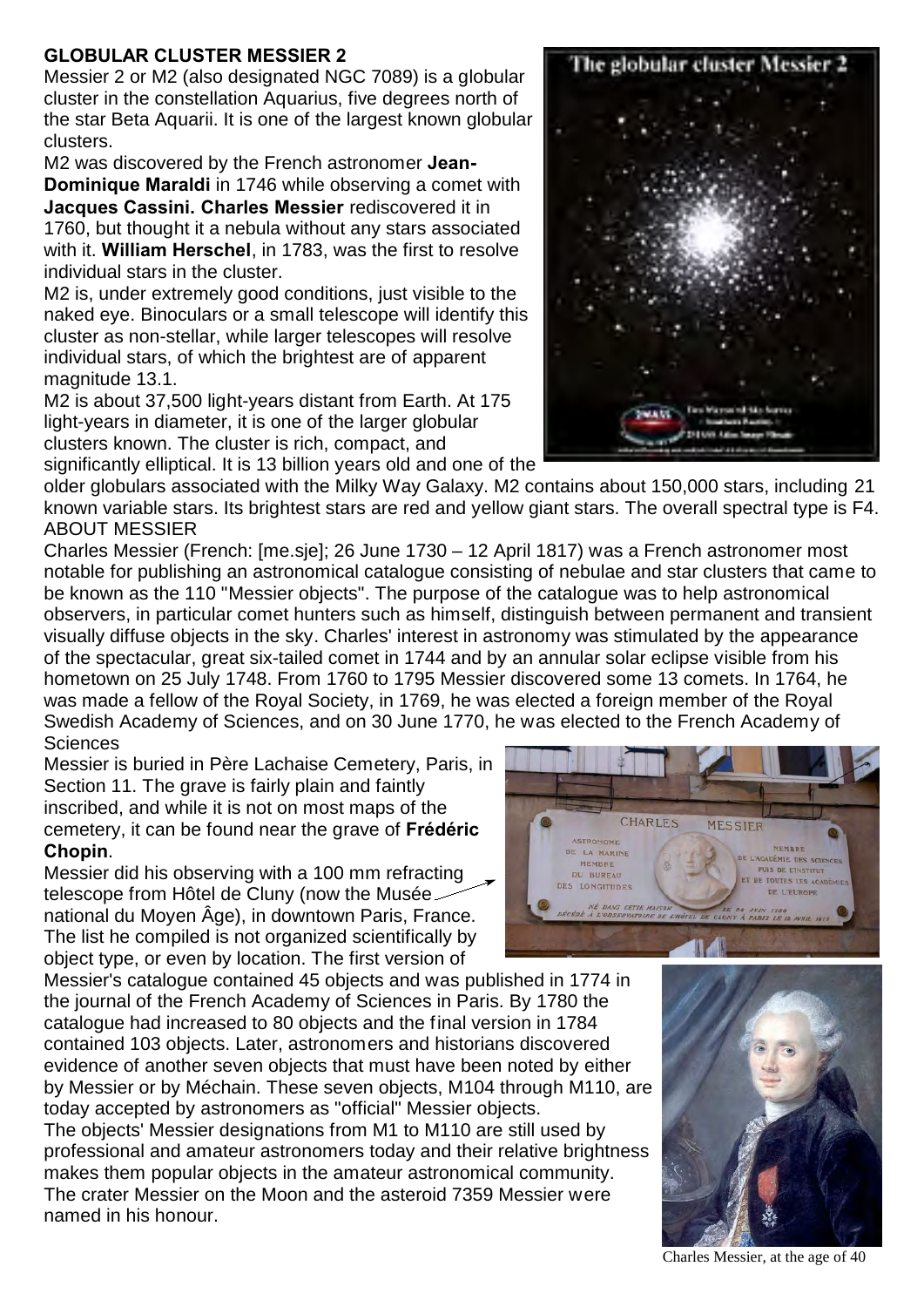## GLOBULAR CLUSTER MESSIER 2

Messier 2 or M2 (also designated NGC 7089) is a globular cluster in the constellation Aquarius, five degrees north of the star Beta Aquarii. It is one of the largest known globular clusters.

M2 was discovered by the French astronomer **Jean-Dominique Maraldi** in 1746 while observing a comet with **Jacques Cassini. Charles Messier** rediscovered it in 1760, but thought it a nebula without any stars associated with it. **William Herschel**, in 1783, was the first to resolve individual stars in the cluster.

M2 is, under extremely good conditions, just visible to the naked eye. Binoculars or a small telescope will identify this cluster as non-stellar, while larger telescopes will resolve individual stars, of which the brightest are of apparent magnitude 13.1.

M2 is about 37,500 light-years distant from Earth. At 175 light-years in diameter, it is one of the larger globular clusters known. The cluster is rich, compact, and significantly elliptical. It is 13 billion years old and one of the older globulars associated with the Milky Way Galaxy. M2 contains about 150,000 stars, including 21 known variable stars. Its brightest stars are red and yellow giant stars. The overall spectral type is F4.

ABOUT MESSIER

Charles Messier (French: [me.sje]; 26 June 1730 – 12 April 1817) was a French astronomer most notable for publishing an astronomical catalogue consisting of nebulae and star clusters that came to be known as the 110 "Messier objects". The purpose of the catalogue was to help astronomical observers, in particular comet hunters such as himself, distinguish between permanent and transient visually diffuse objects in the sky. Charles' interest in astronomy was stimulated by the appearance of the spectacular, great six-tailed comet in 1744 and by an annular solar eclipse visible from his hometown on 25 July 1748. From 1760 to 1795 Messier discovered some 13 comets. In 1764, he was made a fellow of the Royal Society, in 1769, he was elected a foreign member of the Royal Swedish Academy of Sciences, and on 30 June 1770, he was elected to the French Academy of Sciences

Messier is buried in Père Lachaise Cemetery, Paris, in Section 11. The grave is fairly plain and faintly inscribed, and while it is not on most maps of the cemetery, it can be found near the grave of **Frédéric Chopin**.

Messier did his observing with a 100 mm refracting telescope from Hôtel de Cluny (now the Musée national du Moyen Âge), in downtown Paris, France. The list he compiled is not organized scientifically by object type, or even by location. The first version of Messier's catalogue contained 45 objects and was published in 1774 in the journal of the French Academy of Sciences in Paris. By 1780 the catalogue had increased to 80 objects and the final version in 1784 contained 103 objects. Later, astronomers and historians discovered evidence of another seven objects that must have been noted by either by Messier or by Méchain. These seven objects, M104 through M110, are today accepted by astronomers as "official" Messier objects.

The objects' Messier designations from M1 to M110 are still used by professional and amateur astronomers today and their relative brightness makes them popular objects in the amateur astronomical community.

The crater Messier on the Moon and the asteroid 7359 Messier were named in his honour.

Charles Messier, at the age of 40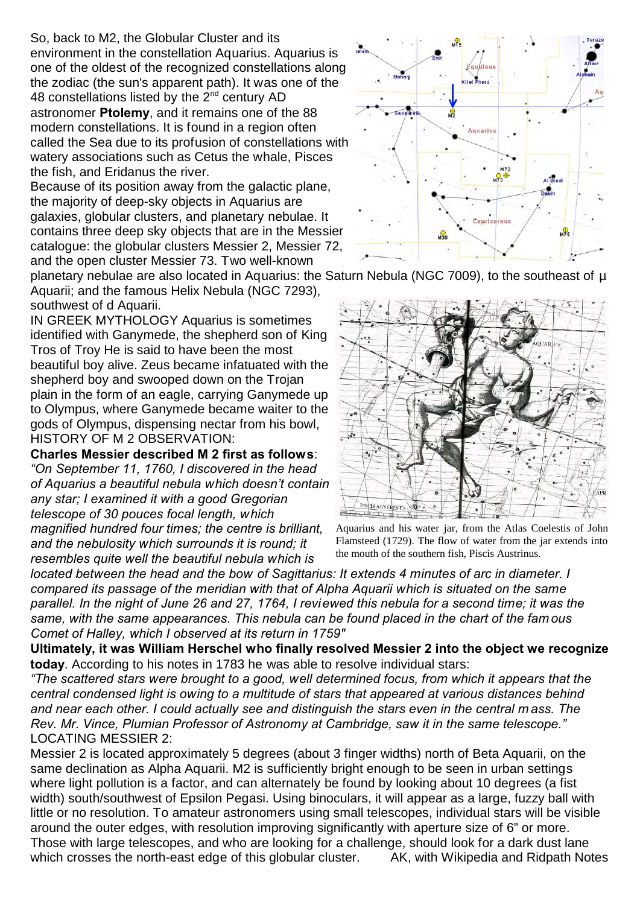So, back to M2, the Globular Cluster and its environment in the constellation Aquarius. Aquarius is one of the oldest of the recognized constellations along the zodiac (the sun's apparent path). It was one of the 48 constellations listed by the 2nd century AD astronomer **Ptolemy**, and it remains one of the 88 modern constellations. It is found in a region often called the Sea due to its profusion of constellations with watery associations such as Cetus the whale, Pisces the fish, and Eridanus the river.

Because of its position away from the galactic plane, the majority of deep-sky objects in Aquarius are galaxies, globular clusters, and planetary nebulae. It contains three deep sky objects that are in the Messier catalogue: the globular clusters Messier 2, Messier 72, and the open cluster Messier 73. Two well-known planetary nebulae are also located in Aquarius: the Saturn Nebula (NGC 7009), to the southeast of μ Aquarii; and the famous Helix Nebula (NGC 7293), southwest of d Aquarii.

IN GREEK MYTHOLOGY Aquarius is sometimes identified with Ganymede, the shepherd son of King Tros of Troy He is said to have been the most beautiful boy alive. Zeus became infatuated with the shepherd boy and swooped down on the Trojan plain in the form of an eagle, carrying Ganymede up to Olympus, where Ganymede became waiter to the gods of Olympus, dispensing nectar from his bowl,

Aquarius and his water jar, from the Atlas Coelestis of John Flamsteed (1729). The flow of water from the jar extends into the mouth of the southern fish, Piscis Austrinus.

HISTORY OF M 2 OBSERVATION:

**Charles Messier described M 2 first as follows**:

*"On September 11, 1760, I discovered in the head of Aquarius a beautiful nebula which doesn't contain any star; I examined it with a good Gregorian telescope of 30 pouces focal length, which magnified hundred four times; the centre is brilliant, and the nebulosity which surrounds it is round; it resembles quite well the beautiful nebula which is located between the head and the bow of Sagittarius: It extends 4 minutes of arc in diameter. I compared its passage of the meridian with that of Alpha Aquarii which is situated on the same parallel. In the night of June 26 and 27, 1764, I reviewed this nebula for a second time; it was the same, with the same appearances. This nebula can be found placed in the chart of the famous Comet of Halley, which I observed at its return in 1759"*

**Ultimately, it was William Herschel who finally resolved Messier 2 into the object we recognize today**. According to his notes in 1783 he was able to resolve individual stars:

*"The scattered stars were brought to a good, well determined focus, from which it appears that the central condensed light is owing to a multitude of stars that appeared at various distances behind and near each other. I could actually see and distinguish the stars even in the central mass. The Rev. Mr. Vince, Plumian Professor of Astronomy at Cambridge, saw it in the same telescope."*

LOCATING MESSIER 2:

Messier 2 is located approximately 5 degrees (about 3 finger widths) north of Beta Aquarii, on the same declination as Alpha Aquarii. M2 is sufficiently bright enough to be seen in urban settings where light pollution is a factor, and can alternately be found by looking about 10 degrees (a fist width) south/southwest of Epsilon Pegasi. Using binoculars, it will appear as a large, fuzzy ball with little or no resolution. To amateur astronomers using small telescopes, individual stars will be visible around the outer edges, with resolution improving significantly with aperture size of 6" or more. Those with large telescopes, and who are looking for a challenge, should look for a dark dust lane which crosses the north-east edge of this globular cluster. AK, with Wikipedia and Ridpath Notes